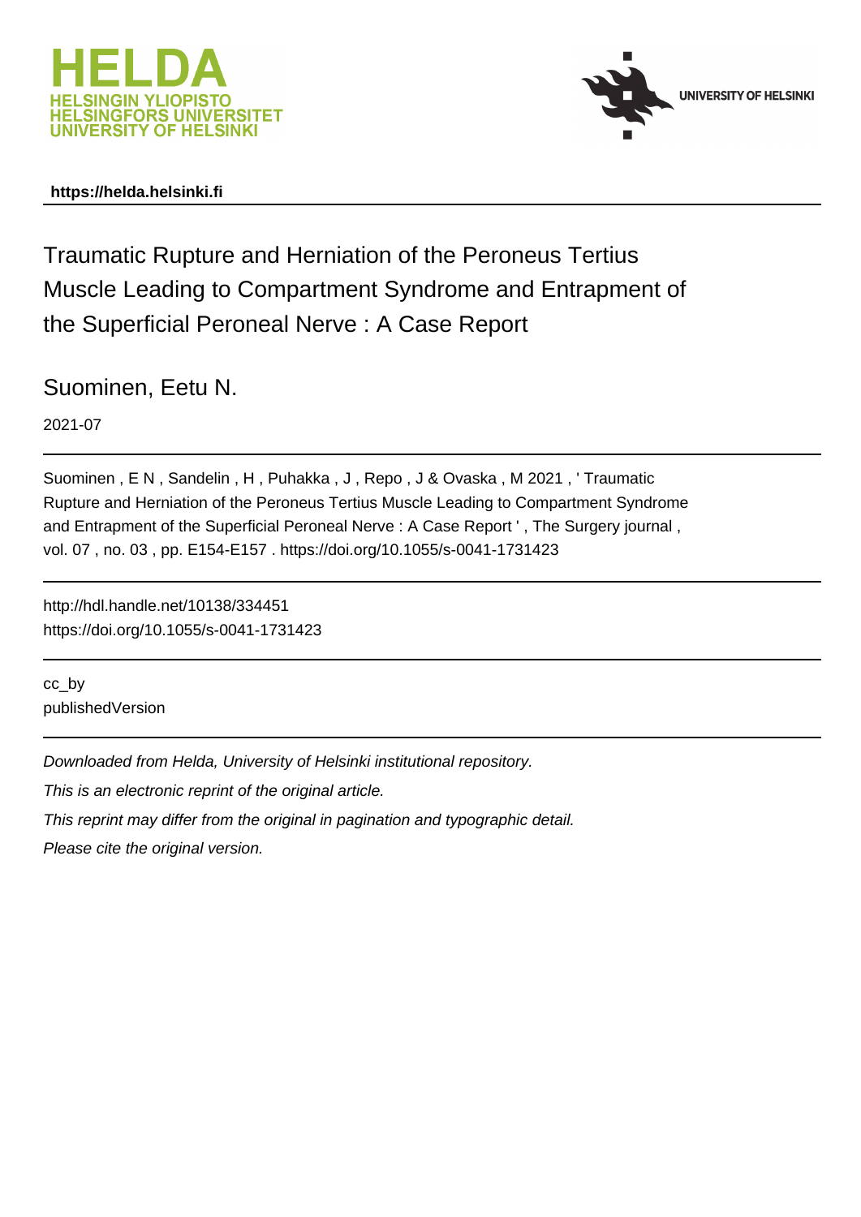HELDA
HELSINGIN YLIOPISTO
HELSINGFORS UNIVERSITET
UNIVERSITY OF HELSINKI

UNIVERSITY OF HELSINKI

**https://helda.helsinki.fi**

# Traumatic Rupture and Herniation of the Peroneus Tertius Muscle Leading to Compartment Syndrome and Entrapment of the Superficial Peroneal Nerve : A Case Report

Suominen, Eetu N.

2021-07

Suominen , E N , Sandelin , H , Puhakka , J , Repo , J & Ovaska , M 2021 , ' Traumatic Rupture and Herniation of the Peroneus Tertius Muscle Leading to Compartment Syndrome and Entrapment of the Superficial Peroneal Nerve : A Case Report ' , The Surgery journal , vol. 07 , no. 03 , pp. E154-E157 . https://doi.org/10.1055/s-0041-1731423

http://hdl.handle.net/10138/334451
https://doi.org/10.1055/s-0041-1731423

cc_by
publishedVersion

*Downloaded from Helda, University of Helsinki institutional repository.*

*This is an electronic reprint of the original article.*

*This reprint may differ from the original in pagination and typographic detail.*

*Please cite the original version.*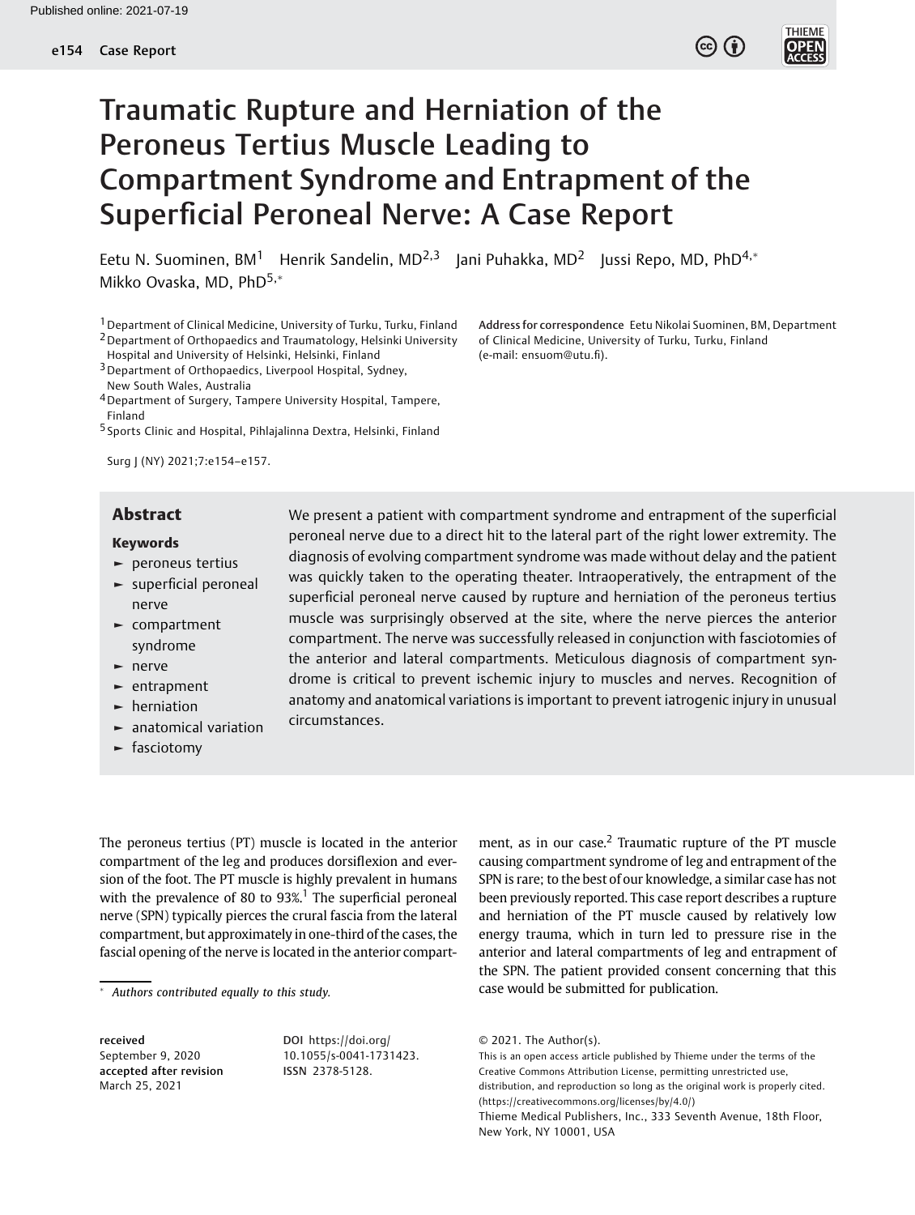# Traumatic Rupture and Herniation of the Peroneus Tertius Muscle Leading to Compartment Syndrome and Entrapment of the Superficial Peroneal Nerve: A Case Report

Eetu N. Suominen, BM[1] Henrik Sandelin, MD[2,3] Jani Puhakka, MD[2] Jussi Repo, MD, PhD[4,*] Mikko Ovaska, MD, PhD[5,*]

[1] Department of Clinical Medicine, University of Turku, Turku, Finland
[2] Department of Orthopaedics and Traumatology, Helsinki University Hospital and University of Helsinki, Helsinki, Finland
[3] Department of Orthopaedics, Liverpool Hospital, Sydney, New South Wales, Australia
[4] Department of Surgery, Tampere University Hospital, Tampere, Finland
[5] Sports Clinic and Hospital, Pihlajalinna Dextra, Helsinki, Finland

**Address for correspondence** Eetu Nikolai Suominen, BM, Department of Clinical Medicine, University of Turku, Turku, Finland (e-mail: ensuom@utu.fi).

## Abstract

We present a patient with compartment syndrome and entrapment of the superficial peroneal nerve due to a direct hit to the lateral part of the right lower extremity. The diagnosis of evolving compartment syndrome was made without delay and the patient was quickly taken to the operating theater. Intraoperatively, the entrapment of the superficial peroneal nerve caused by rupture and herniation of the peroneus tertius muscle was surprisingly observed at the site, where the nerve pierces the anterior compartment. The nerve was successfully released in conjunction with fasciotomies of the anterior and lateral compartments. Meticulous diagnosis of compartment syndrome is critical to prevent ischemic injury to muscles and nerves. Recognition of anatomy and anatomical variations is important to prevent iatrogenic injury in unusual circumstances.

**Keywords**

- peroneus tertius
- superficial peroneal nerve
- compartment syndrome
- nerve
- entrapment
- herniation
- anatomical variation
- fasciotomy

The peroneus tertius (PT) muscle is located in the anterior compartment of the leg and produces dorsiflexion and eversion of the foot. The PT muscle is highly prevalent in humans with the prevalence of 80 to 93%.[1] The superficial peroneal nerve (SPN) typically pierces the crural fascia from the lateral compartment, but approximately in one-third of the cases, the fascial opening of the nerve is located in the anterior compartment, as in our case.[2] Traumatic rupture of the PT muscle causing compartment syndrome of leg and entrapment of the SPN is rare; to the best of our knowledge, a similar case has not been previously reported. This case report describes a rupture and herniation of the PT muscle caused by relatively low energy trauma, which in turn led to pressure rise in the anterior and lateral compartments of leg and entrapment of the SPN. The patient provided consent concerning that this case would be submitted for publication.

\* *Authors contributed equally to this study.*

**received** September 9, 2020
**accepted after revision** March 25, 2021

**DOI** https://doi.org/10.1055/s-0041-1731423.
**ISSN** 2378-5128.

© 2021. The Author(s).
This is an open access article published by Thieme under the terms of the Creative Commons Attribution License, permitting unrestricted use, distribution, and reproduction so long as the original work is properly cited. (https://creativecommons.org/licenses/by/4.0/)
Thieme Medical Publishers, Inc., 333 Seventh Avenue, 18th Floor, New York, NY 10001, USA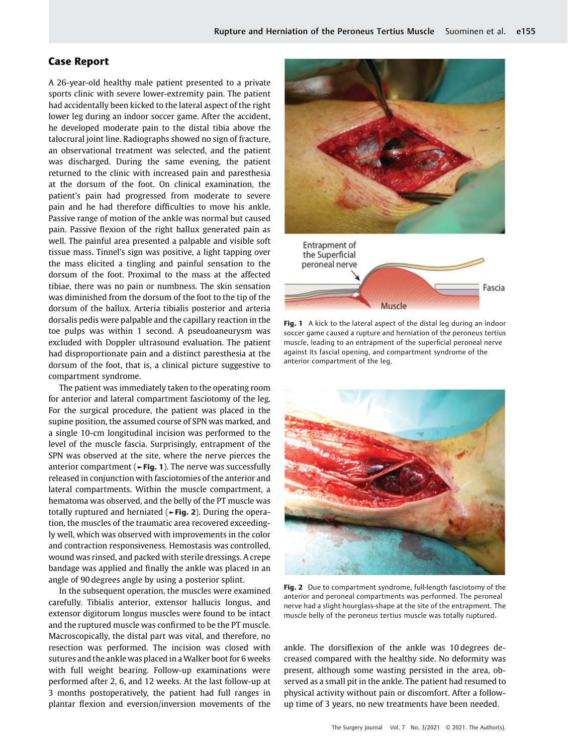## Case Report

A 26-year-old healthy male patient presented to a private sports clinic with severe lower-extremity pain. The patient had accidentally been kicked to the lateral aspect of the right lower leg during an indoor soccer game. After the accident, he developed moderate pain to the distal tibia above the talocrural joint line. Radiographs showed no sign of fracture, an observational treatment was selected, and the patient was discharged. During the same evening, the patient returned to the clinic with increased pain and paresthesia at the dorsum of the foot. On clinical examination, the patient's pain had progressed from moderate to severe pain and he had therefore difficulties to move his ankle. Passive range of motion of the ankle was normal but caused pain. Passive flexion of the right hallux generated pain as well. The painful area presented a palpable and visible soft tissue mass. Tinnel's sign was positive, a light tapping over the mass elicited a tingling and painful sensation to the dorsum of the foot. Proximal to the mass at the affected tibiae, there was no pain or numbness. The skin sensation was diminished from the dorsum of the foot to the tip of the dorsum of the hallux. Arteria tibialis posterior and arteria dorsalis pedis were palpable and the capillary reaction in the toe pulps was within 1 second. A pseudoaneurysm was excluded with Doppler ultrasound evaluation. The patient had disproportionate pain and a distinct paresthesia at the dorsum of the foot, that is, a clinical picture suggestive to compartment syndrome.

The patient was immediately taken to the operating room for anterior and lateral compartment fasciotomy of the leg. For the surgical procedure, the patient was placed in the supine position, the assumed course of SPN was marked, and a single 10-cm longitudinal incision was performed to the level of the muscle fascia. Surprisingly, entrapment of the SPN was observed at the site, where the nerve pierces the anterior compartment (►Fig. 1). The nerve was successfully released in conjunction with fasciotomies of the anterior and lateral compartments. Within the muscle compartment, a hematoma was observed, and the belly of the PT muscle was totally ruptured and herniated (►Fig. 2). During the operation, the muscles of the traumatic area recovered exceedingly well, which was observed with improvements in the color and contraction responsiveness. Hemostasis was controlled, wound was rinsed, and packed with sterile dressings. A crepe bandage was applied and finally the ankle was placed in an angle of 90 degrees angle by using a posterior splint.

In the subsequent operation, the muscles were examined carefully. Tibialis anterior, extensor hallucis longus, and extensor digitorum longus muscles were found to be intact and the ruptured muscle was confirmed to be the PT muscle. Macroscopically, the distal part was vital, and therefore, no resection was performed. The incision was closed with sutures and the ankle was placed in a Walker boot for 6 weeks with full weight bearing. Follow-up examinations were performed after 2, 6, and 12 weeks. At the last follow-up at 3 months postoperatively, the patient had full ranges in plantar flexion and eversion/inversion movements of the ankle. The dorsiflexion of the ankle was 10 degrees decreased compared with the healthy side. No deformity was present, although some wasting persisted in the area, observed as a small pit in the ankle. The patient had resumed to physical activity without pain or discomfort. After a follow-up time of 3 years, no new treatments have been needed.

Entrapment of the Superficial peroneal nerve

Fascia

Muscle

**Fig. 1** A kick to the lateral aspect of the distal leg during an indoor soccer game caused a rupture and herniation of the peroneus tertius muscle, leading to an entrapment of the superficial peroneal nerve against its fascial opening, and compartment syndrome of the anterior compartment of the leg.

**Fig. 2** Due to compartment syndrome, full-length fasciotomy of the anterior and peroneal compartments was performed. The peroneal nerve had a slight hourglass-shape at the site of the entrapment. The muscle belly of the peroneus tertius muscle was totally ruptured.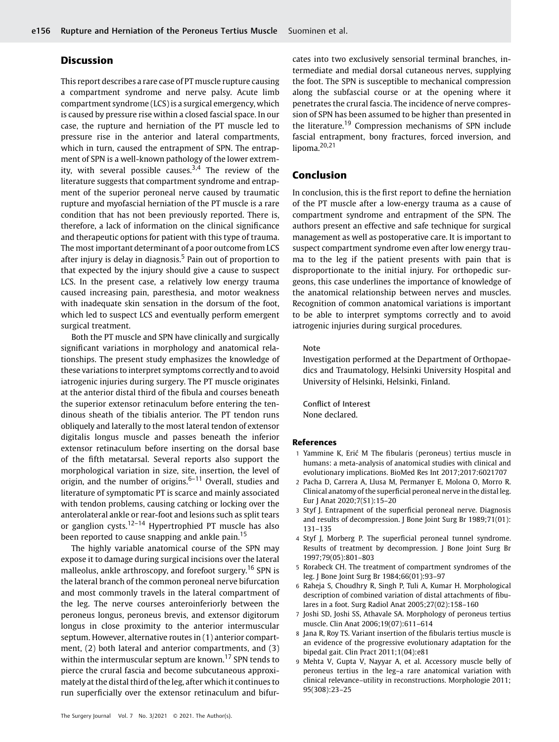## Discussion

This report describes a rare case of PT muscle rupture causing a compartment syndrome and nerve palsy. Acute limb compartment syndrome (LCS) is a surgical emergency, which is caused by pressure rise within a closed fascial space. In our case, the rupture and herniation of the PT muscle led to pressure rise in the anterior and lateral compartments, which in turn, caused the entrapment of SPN. The entrapment of SPN is a well-known pathology of the lower extremity, with several possible causes.[3,4] The review of the literature suggests that compartment syndrome and entrapment of the superior peroneal nerve caused by traumatic rupture and myofascial herniation of the PT muscle is a rare condition that has not been previously reported. There is, therefore, a lack of information on the clinical significance and therapeutic options for patient with this type of trauma. The most important determinant of a poor outcome from LCS after injury is delay in diagnosis.[5] Pain out of proportion to that expected by the injury should give a cause to suspect LCS. In the present case, a relatively low energy trauma caused increasing pain, paresthesia, and motor weakness with inadequate skin sensation in the dorsum of the foot, which led to suspect LCS and eventually perform emergent surgical treatment.

Both the PT muscle and SPN have clinically and surgically significant variations in morphology and anatomical relationships. The present study emphasizes the knowledge of these variations to interpret symptoms correctly and to avoid iatrogenic injuries during surgery. The PT muscle originates at the anterior distal third of the fibula and courses beneath the superior extensor retinaculum before entering the tendinous sheath of the tibialis anterior. The PT tendon runs obliquely and laterally to the most lateral tendon of extensor digitalis longus muscle and passes beneath the inferior extensor retinaculum before inserting on the dorsal base of the fifth metatarsal. Several reports also support the morphological variation in size, site, insertion, the level of origin, and the number of origins.[6–11] Overall, studies and literature of symptomatic PT is scarce and mainly associated with tendon problems, causing catching or locking over the anterolateral ankle or rear-foot and lesions such as split tears or ganglion cysts.[12–14] Hypertrophied PT muscle has also been reported to cause snapping and ankle pain.[15]

The highly variable anatomical course of the SPN may expose it to damage during surgical incisions over the lateral malleolus, ankle arthroscopy, and forefoot surgery.[16] SPN is the lateral branch of the common peroneal nerve bifurcation and most commonly travels in the lateral compartment of the leg. The nerve courses anteroinferiorly between the peroneus longus, peroneus brevis, and extensor digitorum longus in close proximity to the anterior intermuscular septum. However, alternative routes in (1) anterior compartment, (2) both lateral and anterior compartments, and (3) within the intermuscular septum are known.[17] SPN tends to pierce the crural fascia and become subcutaneous approximately at the distal third of the leg, after which it continues to run superficially over the extensor retinaculum and bifurcates into two exclusively sensorial terminal branches, intermediate and medial dorsal cutaneous nerves, supplying the foot. The SPN is susceptible to mechanical compression along the subfascial course or at the opening where it penetrates the crural fascia. The incidence of nerve compression of SPN has been assumed to be higher than presented in the literature.[19] Compression mechanisms of SPN include fascial entrapment, bony fractures, forced inversion, and lipoma.[20,21]

## Conclusion

In conclusion, this is the first report to define the herniation of the PT muscle after a low-energy trauma as a cause of compartment syndrome and entrapment of the SPN. The authors present an effective and safe technique for surgical management as well as postoperative care. It is important to suspect compartment syndrome even after low energy trauma to the leg if the patient presents with pain that is disproportionate to the initial injury. For orthopedic surgeons, this case underlines the importance of knowledge of the anatomical relationship between nerves and muscles. Recognition of common anatomical variations is important to be able to interpret symptoms correctly and to avoid iatrogenic injuries during surgical procedures.

Note

Investigation performed at the Department of Orthopaedics and Traumatology, Helsinki University Hospital and University of Helsinki, Helsinki, Finland.

Conflict of Interest

None declared.

## References

1. Yammine K, Erić M The fibularis (peroneus) tertius muscle in humans: a meta-analysis of anatomical studies with clinical and evolutionary implications. BioMed Res Int 2017;2017:6021707
2. Pacha D, Carrera A, Llusa M, Permanyer E, Molona O, Morro R. Clinical anatomy of the superficial peroneal nerve in the distal leg. Eur J Anat 2020;7(S1):15–20
3. Styf J. Entrapment of the superficial peroneal nerve. Diagnosis and results of decompression. J Bone Joint Surg Br 1989;71(01): 131–135
4. Styf J, Morberg P. The superficial peroneal tunnel syndrome. Results of treatment by decompression. J Bone Joint Surg Br 1997;79(05):801–803
5. Rorabeck CH. The treatment of compartment syndromes of the leg. J Bone Joint Surg Br 1984;66(01):93–97
6. Raheja S, Choudhry R, Singh P, Tuli A, Kumar H. Morphological description of combined variation of distal attachments of fibulares in a foot. Surg Radiol Anat 2005;27(02):158–160
7. Joshi SD, Joshi SS, Athavale SA. Morphology of peroneus tertius muscle. Clin Anat 2006;19(07):611–614
8. Jana R, Roy TS. Variant insertion of the fibularis tertius muscle is an evidence of the progressive evolutionary adaptation for the bipedal gait. Clin Pract 2011;1(04):e81
9. Mehta V, Gupta V, Nayyar A, et al. Accessory muscle belly of peroneus tertius in the leg–a rare anatomical variation with clinical relevance–utility in reconstructions. Morphologie 2011; 95(308):23–25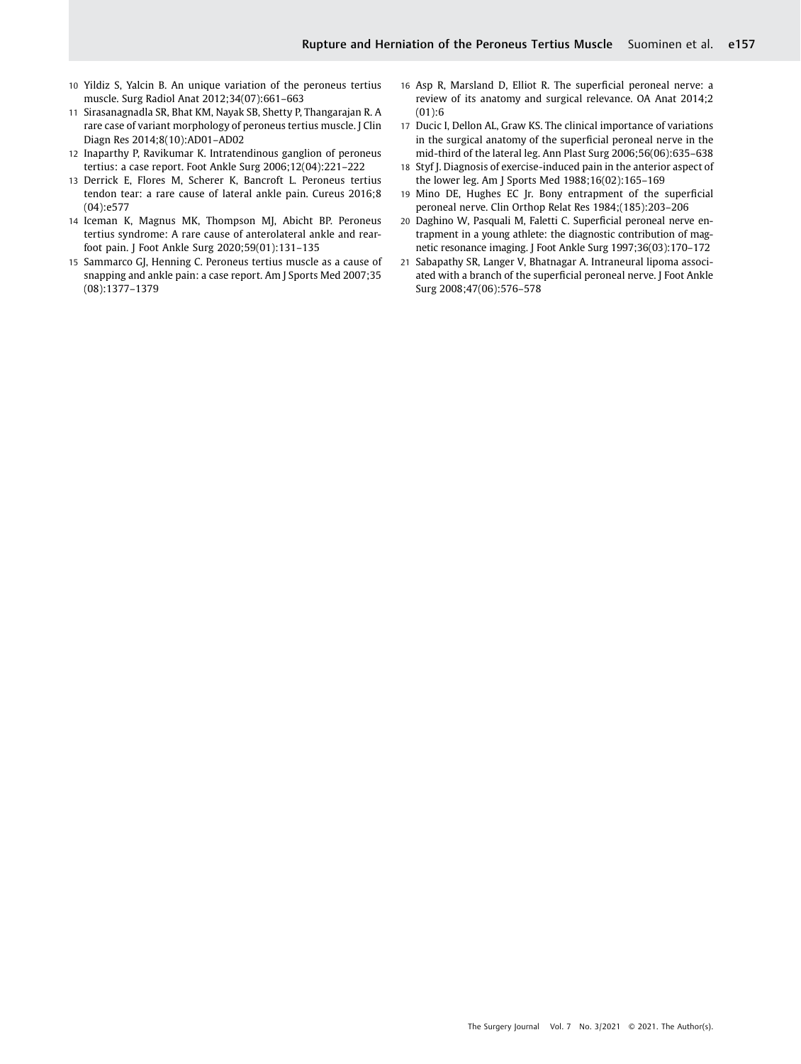10 Yildiz S, Yalcin B. An unique variation of the peroneus tertius muscle. Surg Radiol Anat 2012;34(07):661–663

11 Sirasanagnadla SR, Bhat KM, Nayak SB, Shetty P, Thangarajan R. A rare case of variant morphology of peroneus tertius muscle. J Clin Diagn Res 2014;8(10):AD01–AD02

12 Inaparthy P, Ravikumar K. Intratendinous ganglion of peroneus tertius: a case report. Foot Ankle Surg 2006;12(04):221–222

13 Derrick E, Flores M, Scherer K, Bancroft L. Peroneus tertius tendon tear: a rare cause of lateral ankle pain. Cureus 2016;8 (04):e577

14 Iceman K, Magnus MK, Thompson MJ, Abicht BP. Peroneus tertius syndrome: A rare cause of anterolateral ankle and rearfoot pain. J Foot Ankle Surg 2020;59(01):131–135

15 Sammarco GJ, Henning C. Peroneus tertius muscle as a cause of snapping and ankle pain: a case report. Am J Sports Med 2007;35 (08):1377–1379

16 Asp R, Marsland D, Elliot R. The superficial peroneal nerve: a review of its anatomy and surgical relevance. OA Anat 2014;2 (01):6

17 Ducic I, Dellon AL, Graw KS. The clinical importance of variations in the surgical anatomy of the superficial peroneal nerve in the mid-third of the lateral leg. Ann Plast Surg 2006;56(06):635–638

18 Styf J. Diagnosis of exercise-induced pain in the anterior aspect of the lower leg. Am J Sports Med 1988;16(02):165–169

19 Mino DE, Hughes EC Jr. Bony entrapment of the superficial peroneal nerve. Clin Orthop Relat Res 1984;(185):203–206

20 Daghino W, Pasquali M, Faletti C. Superficial peroneal nerve entrapment in a young athlete: the diagnostic contribution of magnetic resonance imaging. J Foot Ankle Surg 1997;36(03):170–172

21 Sabapathy SR, Langer V, Bhatnagar A. Intraneural lipoma associated with a branch of the superficial peroneal nerve. J Foot Ankle Surg 2008;47(06):576–578